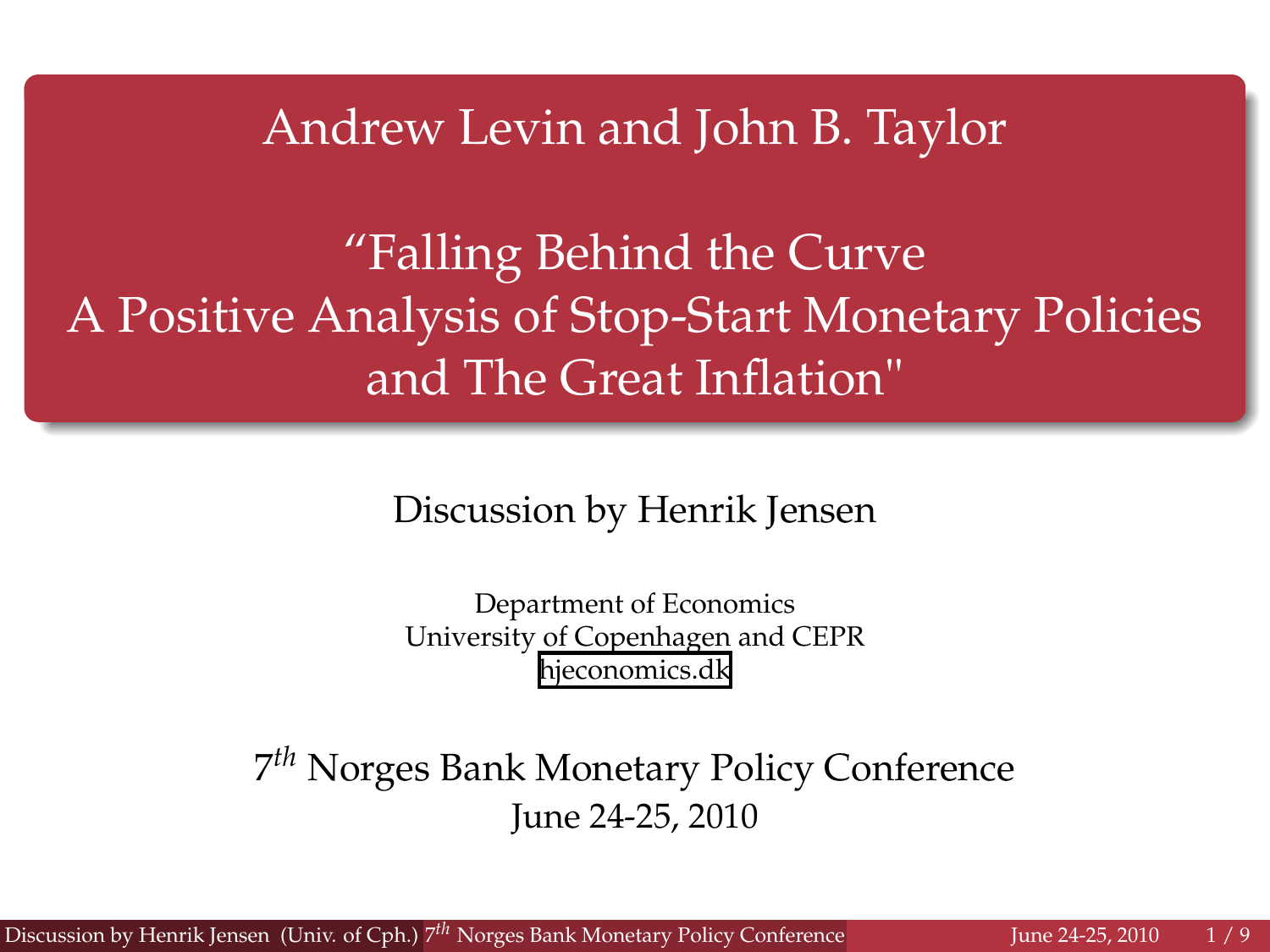# Andrew Levin and John B. Taylor

## "Falling Behind the Curve A Positive Analysis of Stop-Start Monetary Policies and The Great Inflation"

Discussion by Henrik Jensen

Department of Economics
University of Copenhagen and CEPR
hjeconomics.dk

7[th] Norges Bank Monetary Policy Conference
June 24-25, 2010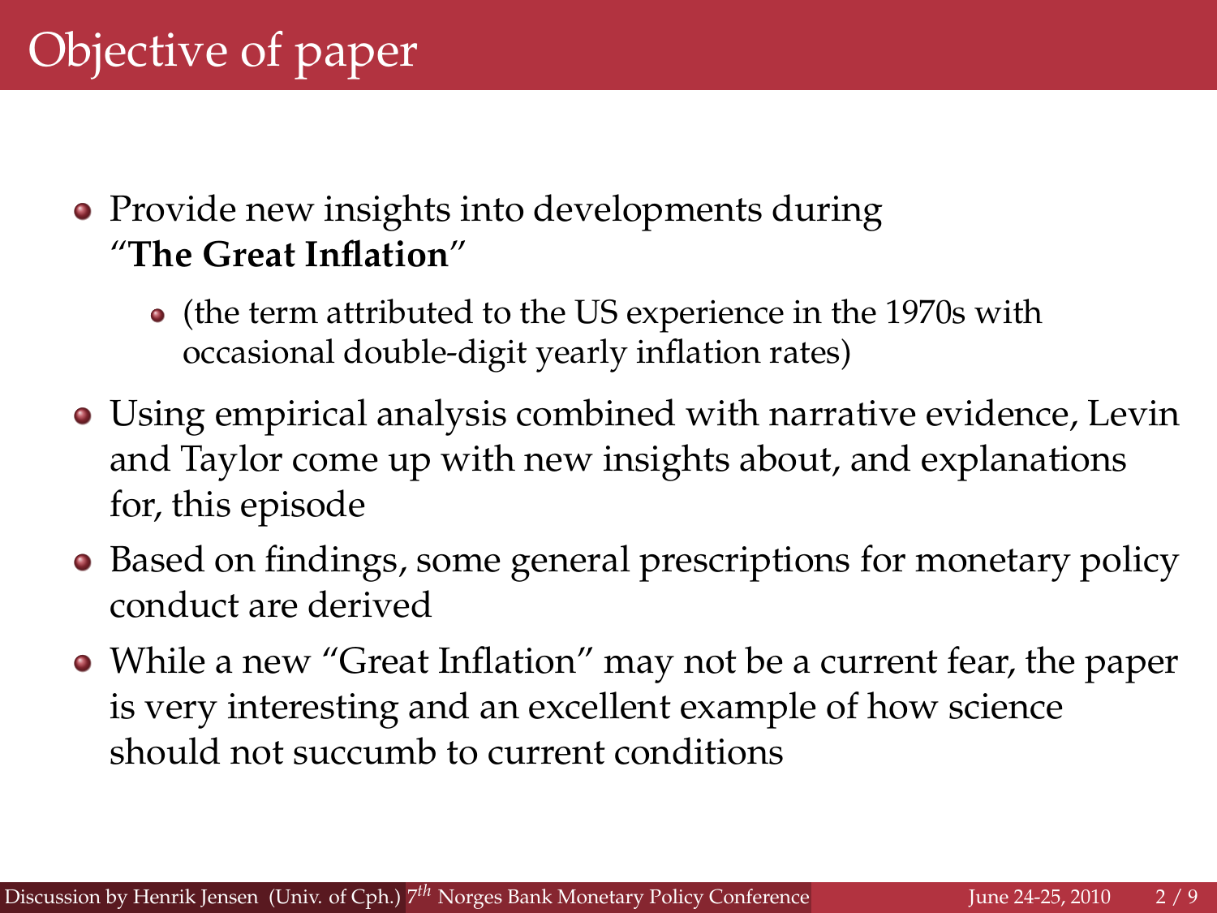# Objective of paper

- Provide new insights into developments during "**The Great Inflation**"
  - (the term attributed to the US experience in the 1970s with occasional double-digit yearly inflation rates)
- Using empirical analysis combined with narrative evidence, Levin and Taylor come up with new insights about, and explanations for, this episode
- Based on findings, some general prescriptions for monetary policy conduct are derived
- While a new "Great Inflation" may not be a current fear, the paper is very interesting and an excellent example of how science should not succumb to current conditions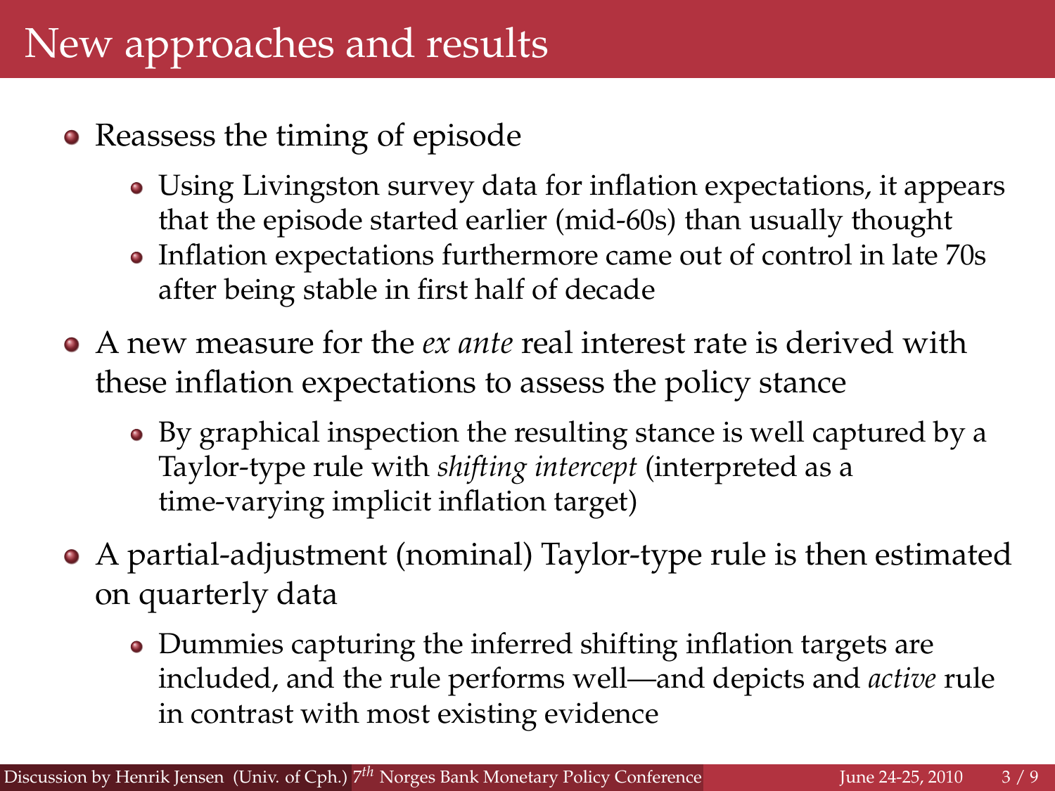# New approaches and results

- Reassess the timing of episode
  - Using Livingston survey data for inflation expectations, it appears that the episode started earlier (mid-60s) than usually thought
  - Inflation expectations furthermore came out of control in late 70s after being stable in first half of decade
- A new measure for the *ex ante* real interest rate is derived with these inflation expectations to assess the policy stance
  - By graphical inspection the resulting stance is well captured by a Taylor-type rule with *shifting intercept* (interpreted as a time-varying implicit inflation target)
- A partial-adjustment (nominal) Taylor-type rule is then estimated on quarterly data
  - Dummies capturing the inferred shifting inflation targets are included, and the rule performs well—and depicts and *active* rule in contrast with most existing evidence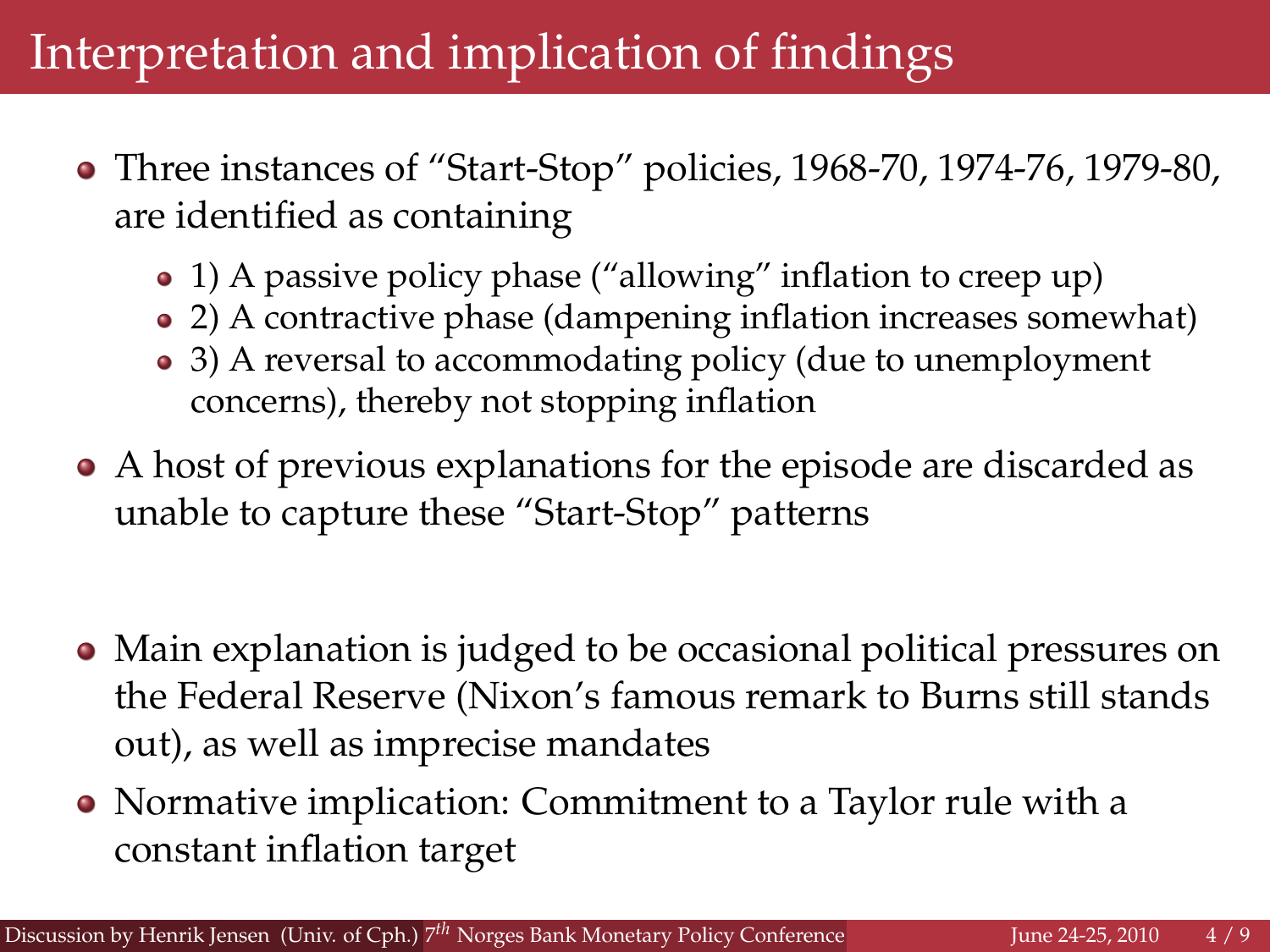# Interpretation and implication of findings

- Three instances of "Start-Stop" policies, 1968-70, 1974-76, 1979-80, are identified as containing
  - 1) A passive policy phase ("allowing" inflation to creep up)
  - 2) A contractive phase (dampening inflation increases somewhat)
  - 3) A reversal to accommodating policy (due to unemployment concerns), thereby not stopping inflation
- A host of previous explanations for the episode are discarded as unable to capture these "Start-Stop" patterns

- Main explanation is judged to be occasional political pressures on the Federal Reserve (Nixon's famous remark to Burns still stands out), as well as imprecise mandates
- Normative implication: Commitment to a Taylor rule with a constant inflation target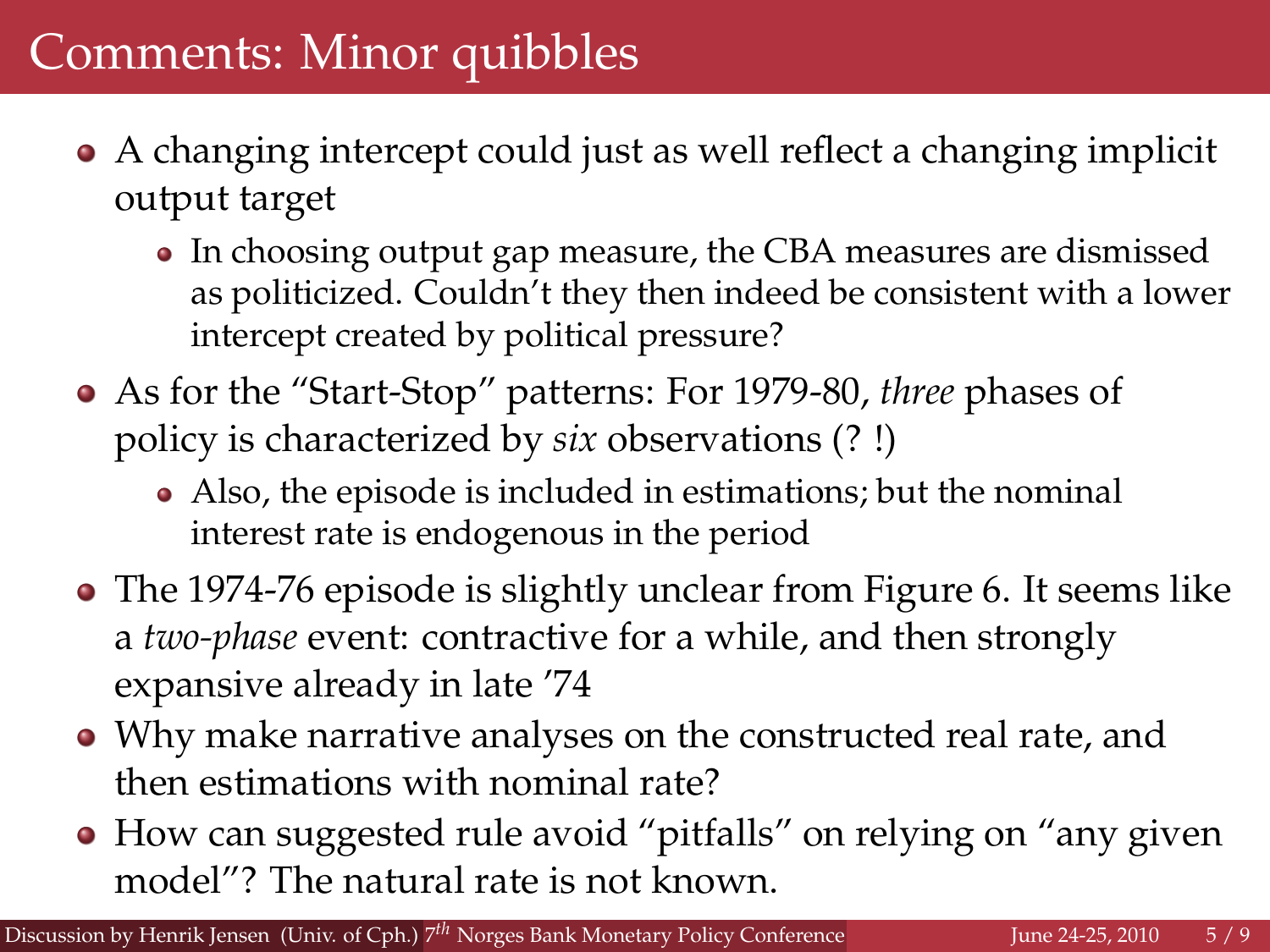# Comments: Minor quibbles

- A changing intercept could just as well reflect a changing implicit output target
  - In choosing output gap measure, the CBA measures are dismissed as politicized. Couldn't they then indeed be consistent with a lower intercept created by political pressure?
- As for the "Start-Stop" patterns: For 1979-80, *three* phases of policy is characterized by *six* observations (? !)
  - Also, the episode is included in estimations; but the nominal interest rate is endogenous in the period
- The 1974-76 episode is slightly unclear from Figure 6. It seems like a *two-phase* event: contractive for a while, and then strongly expansive already in late '74
- Why make narrative analyses on the constructed real rate, and then estimations with nominal rate?
- How can suggested rule avoid "pitfalls" on relying on "any given model"? The natural rate is not known.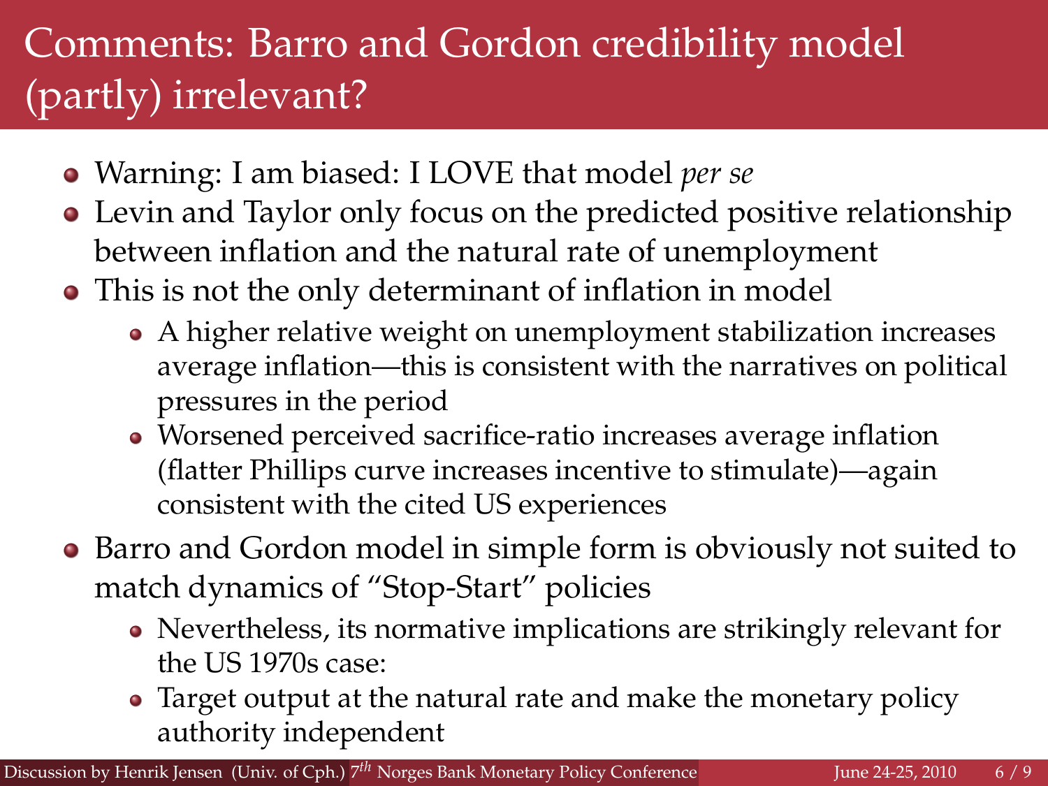# Comments: Barro and Gordon credibility model (partly) irrelevant?

- Warning: I am biased: I LOVE that model *per se*
- Levin and Taylor only focus on the predicted positive relationship between inflation and the natural rate of unemployment
- This is not the only determinant of inflation in model
  - A higher relative weight on unemployment stabilization increases average inflation—this is consistent with the narratives on political pressures in the period
  - Worsened perceived sacrifice-ratio increases average inflation (flatter Phillips curve increases incentive to stimulate)—again consistent with the cited US experiences
- Barro and Gordon model in simple form is obviously not suited to match dynamics of "Stop-Start" policies
  - Nevertheless, its normative implications are strikingly relevant for the US 1970s case:
  - Target output at the natural rate and make the monetary policy authority independent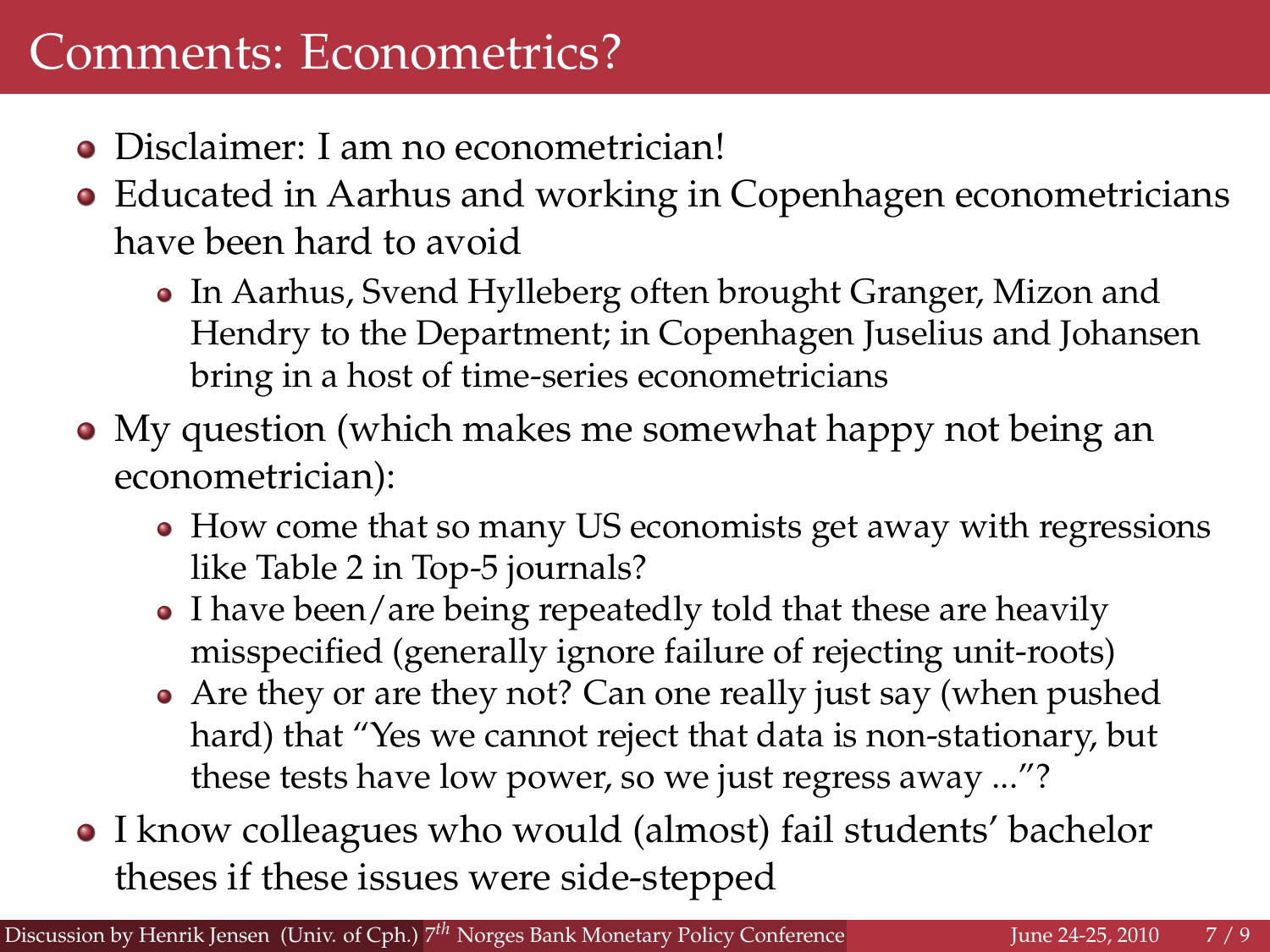# Comments: Econometrics?

- Disclaimer: I am no econometrician!
- Educated in Aarhus and working in Copenhagen econometricians have been hard to avoid
  - In Aarhus, Svend Hylleberg often brought Granger, Mizon and Hendry to the Department; in Copenhagen Juselius and Johansen bring in a host of time-series econometricians
- My question (which makes me somewhat happy not being an econometrician):
  - How come that so many US economists get away with regressions like Table 2 in Top-5 journals?
  - I have been/are being repeatedly told that these are heavily misspecified (generally ignore failure of rejecting unit-roots)
  - Are they or are they not? Can one really just say (when pushed hard) that "Yes we cannot reject that data is non-stationary, but these tests have low power, so we just regress away ..."?
- I know colleagues who would (almost) fail students' bachelor theses if these issues were side-stepped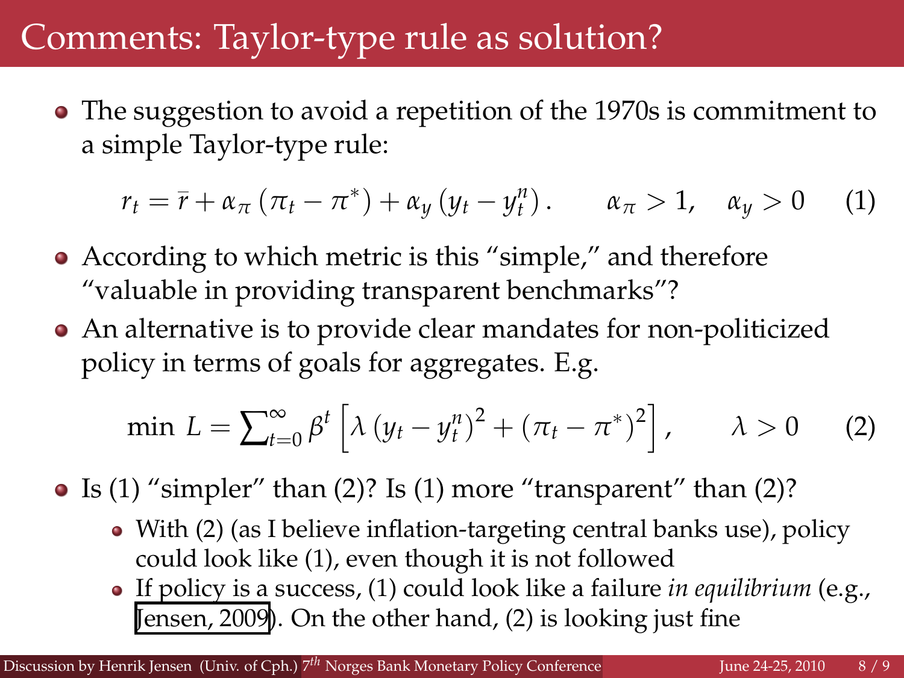# Comments: Taylor-type rule as solution?

- The suggestion to avoid a repetition of the 1970s is commitment to a simple Taylor-type rule:

$$r_t = \bar{r} + \alpha_\pi (\pi_t - \pi^*) + \alpha_y (y_t - y_t^n). \qquad \alpha_\pi > 1, \quad \alpha_y > 0 \qquad (1)$$

- According to which metric is this "simple," and therefore "valuable in providing transparent benchmarks"?
- An alternative is to provide clear mandates for non-politicized policy in terms of goals for aggregates. E.g.

$$\min \; L = \sum_{t=0}^{\infty} \beta^t \left[ \lambda (y_t - y_t^n)^2 + (\pi_t - \pi^*)^2 \right], \qquad \lambda > 0 \qquad (2)$$

- Is (1) "simpler" than (2)? Is (1) more "transparent" than (2)?
  - With (2) (as I believe inflation-targeting central banks use), policy could look like (1), even though it is not followed
  - If policy is a success, (1) could look like a failure *in equilibrium* (e.g., Jensen, 2009). On the other hand, (2) is looking just fine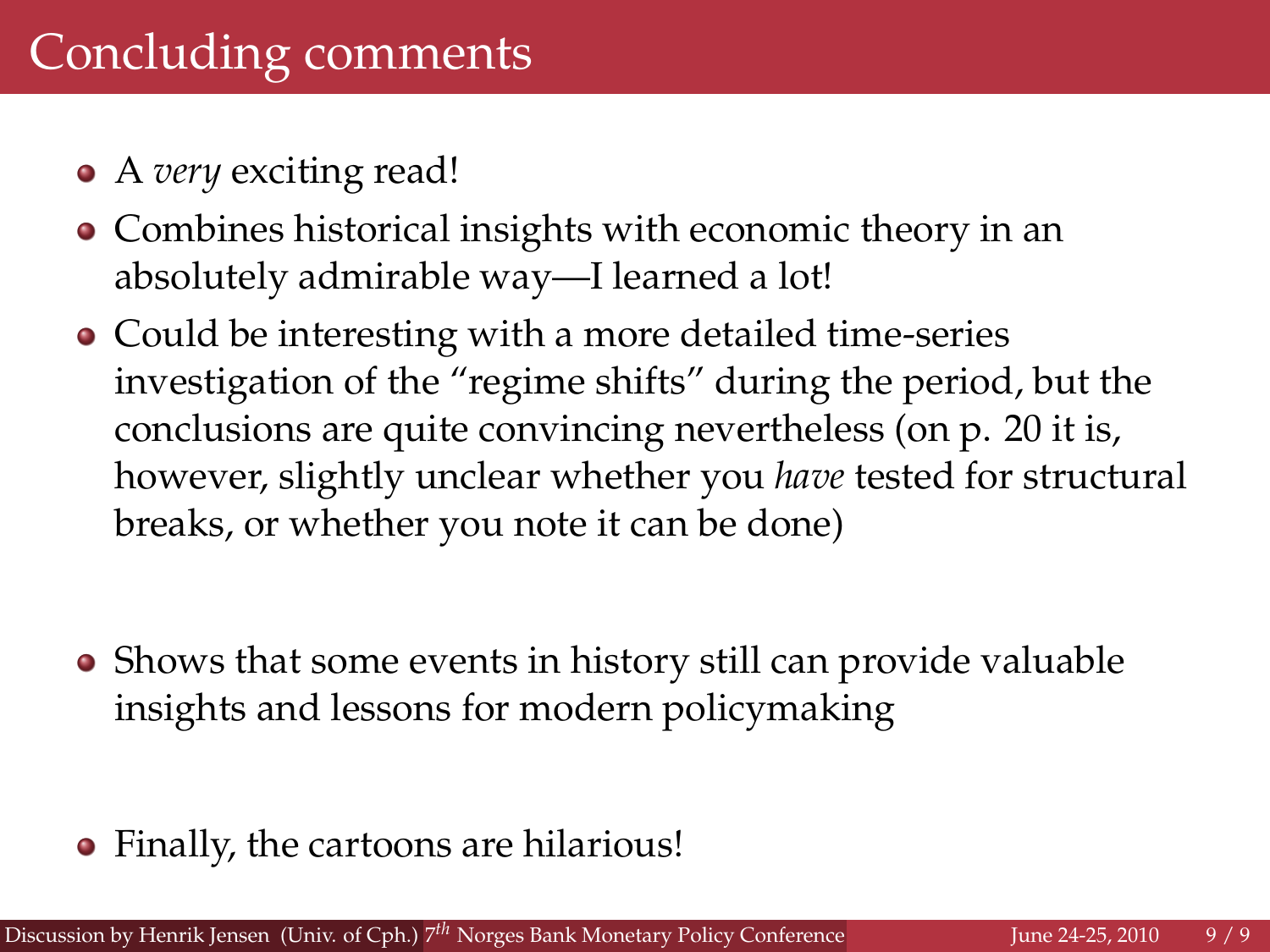# Concluding comments

- A *very* exciting read!
- Combines historical insights with economic theory in an absolutely admirable way—I learned a lot!
- Could be interesting with a more detailed time-series investigation of the "regime shifts" during the period, but the conclusions are quite convincing nevertheless (on p. 20 it is, however, slightly unclear whether you *have* tested for structural breaks, or whether you note it can be done)

- Shows that some events in history still can provide valuable insights and lessons for modern policymaking

- Finally, the cartoons are hilarious!